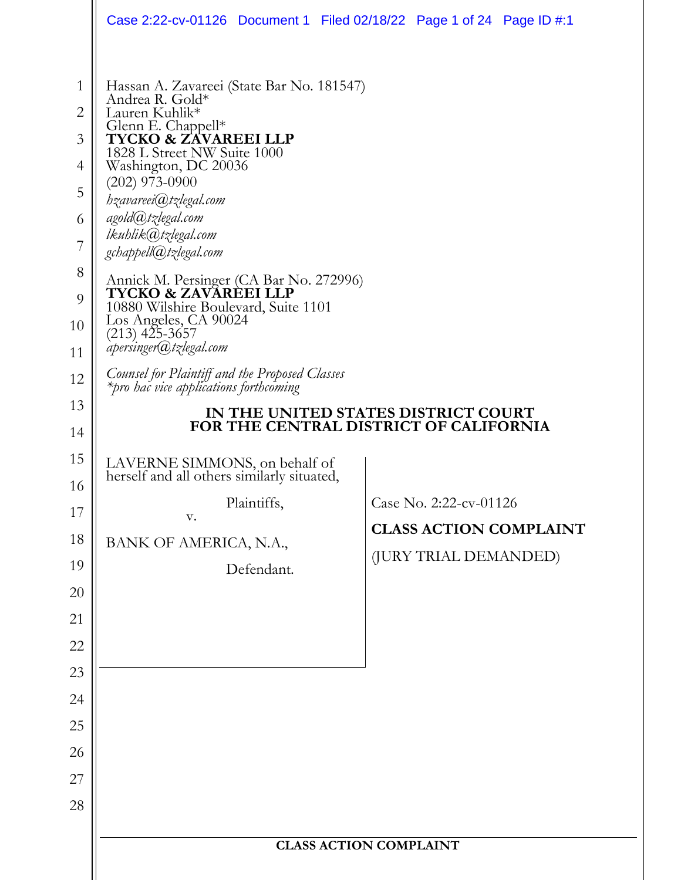Hassan A. Zavareei (State Bar No. 181547)
Andrea R. Gold*
Lauren Kuhlik*
Glenn E. Chappell*
**TYCKO & ZAVAREEI LLP**
1828 L Street NW Suite 1000
Washington, DC 20036
(202) 973-0900
*hzavareei@tzlegal.com*
*agold@tzlegal.com*
*lkuhlik@tzlegal.com*
*gchappell@tzlegal.com*

Annick M. Persinger (CA Bar No. 272996)
**TYCKO & ZAVAREEI LLP**
10880 Wilshire Boulevard, Suite 1101
Los Angeles, CA 90024
(213) 425-3657
*apersinger@tzlegal.com*

*Counsel for Plaintiff and the Proposed Classes*
*\*pro hac vice applications forthcoming*

**IN THE UNITED STATES DISTRICT COURT**
**FOR THE CENTRAL DISTRICT OF CALIFORNIA**

LAVERNE SIMMONS, on behalf of herself and all others similarly situated,

Plaintiffs,

v.

BANK OF AMERICA, N.A.,

Defendant.

Case No. 2:22-cv-01126

**CLASS ACTION COMPLAINT**

(JURY TRIAL DEMANDED)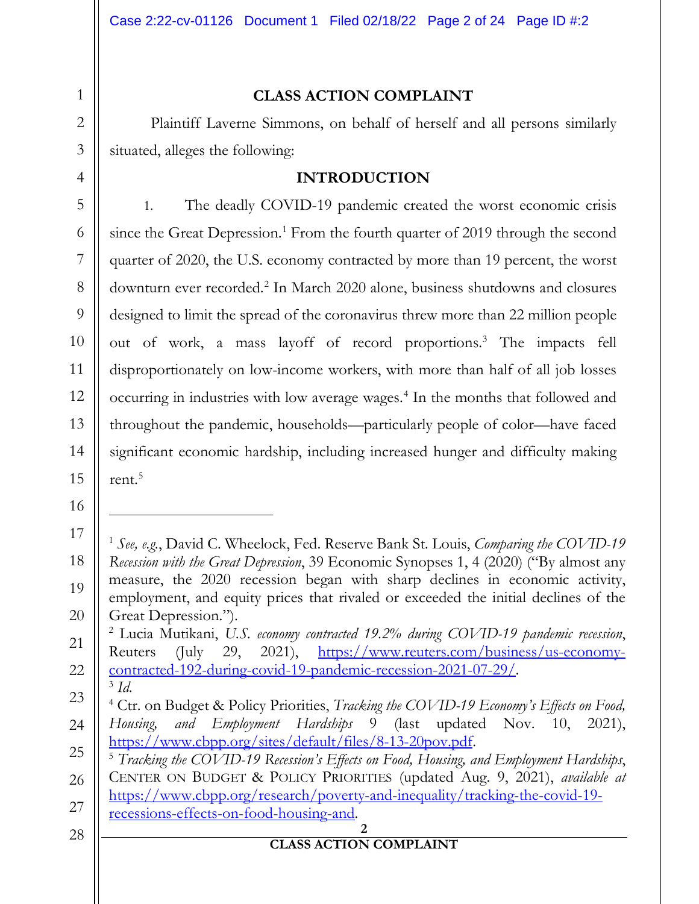## CLASS ACTION COMPLAINT

Plaintiff Laverne Simmons, on behalf of herself and all persons similarly situated, alleges the following:

## INTRODUCTION

1. The deadly COVID-19 pandemic created the worst economic crisis since the Great Depression.[1] From the fourth quarter of 2019 through the second quarter of 2020, the U.S. economy contracted by more than 19 percent, the worst downturn ever recorded.[2] In March 2020 alone, business shutdowns and closures designed to limit the spread of the coronavirus threw more than 22 million people out of work, a mass layoff of record proportions.[3] The impacts fell disproportionately on low-income workers, with more than half of all job losses occurring in industries with low average wages.[4] In the months that followed and throughout the pandemic, households—particularly people of color—have faced significant economic hardship, including increased hunger and difficulty making rent.[5]

---

[1] *See, e.g.*, David C. Wheelock, Fed. Reserve Bank St. Louis, *Comparing the COVID-19 Recession with the Great Depression*, 39 Economic Synopses 1, 4 (2020) ("By almost any measure, the 2020 recession began with sharp declines in economic activity, employment, and equity prices that rivaled or exceeded the initial declines of the Great Depression.").

[2] Lucia Mutikani, *U.S. economy contracted 19.2% during COVID-19 pandemic recession*, Reuters (July 29, 2021), https://www.reuters.com/business/us-economy-contracted-192-during-covid-19-pandemic-recession-2021-07-29/.

[3] *Id.*

[4] Ctr. on Budget & Policy Priorities, *Tracking the COVID-19 Economy's Effects on Food, Housing, and Employment Hardships* 9 (last updated Nov. 10, 2021), https://www.cbpp.org/sites/default/files/8-13-20pov.pdf.

[5] *Tracking the COVID-19 Recession's Effects on Food, Housing, and Employment Hardships*, CENTER ON BUDGET & POLICY PRIORITIES (updated Aug. 9, 2021), *available at* https://www.cbpp.org/research/poverty-and-inequality/tracking-the-covid-19-recessions-effects-on-food-housing-and.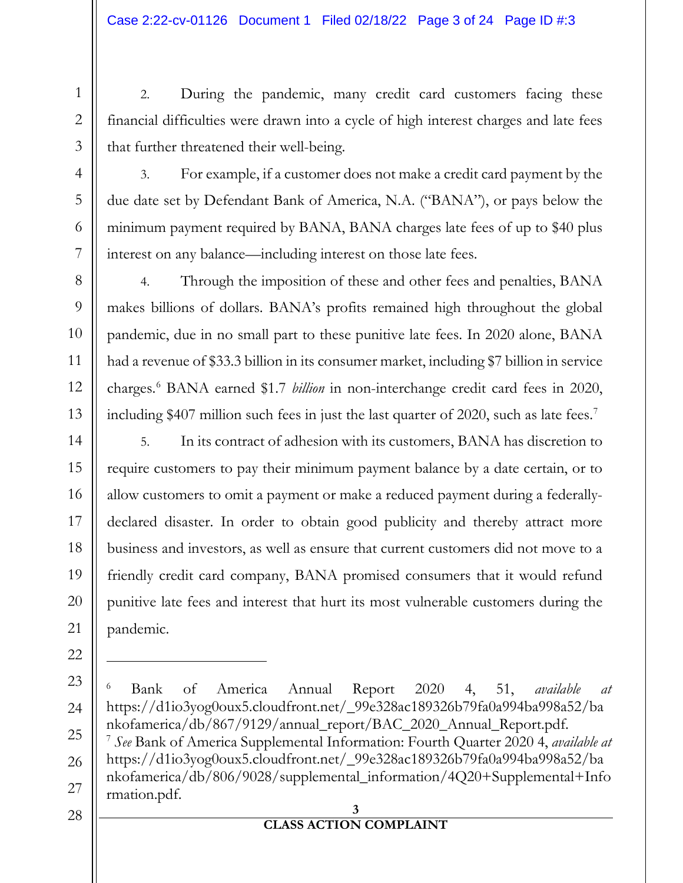2. During the pandemic, many credit card customers facing these financial difficulties were drawn into a cycle of high interest charges and late fees that further threatened their well-being.

3. For example, if a customer does not make a credit card payment by the due date set by Defendant Bank of America, N.A. ("BANA"), or pays below the minimum payment required by BANA, BANA charges late fees of up to $40 plus interest on any balance—including interest on those late fees.

4. Through the imposition of these and other fees and penalties, BANA makes billions of dollars. BANA's profits remained high throughout the global pandemic, due in no small part to these punitive late fees. In 2020 alone, BANA had a revenue of $33.3 billion in its consumer market, including $7 billion in service charges.[6] BANA earned $1.7 *billion* in non-interchange credit card fees in 2020, including $407 million such fees in just the last quarter of 2020, such as late fees.[7]

5. In its contract of adhesion with its customers, BANA has discretion to require customers to pay their minimum payment balance by a date certain, or to allow customers to omit a payment or make a reduced payment during a federally-declared disaster. In order to obtain good publicity and thereby attract more business and investors, as well as ensure that current customers did not move to a friendly credit card company, BANA promised consumers that it would refund punitive late fees and interest that hurt its most vulnerable customers during the pandemic.

---

[6] Bank of America Annual Report 2020 4, 51, *available at* https://d1io3yog0oux5.cloudfront.net/_99e328ac189326b79fa0a994ba998a52/bankofamerica/db/867/9129/annual_report/BAC_2020_Annual_Report.pdf.

[7] *See* Bank of America Supplemental Information: Fourth Quarter 2020 4, *available at* https://d1io3yog0oux5.cloudfront.net/_99e328ac189326b79fa0a994ba998a52/bankofamerica/db/806/9028/supplemental_information/4Q20+Supplemental+Information.pdf.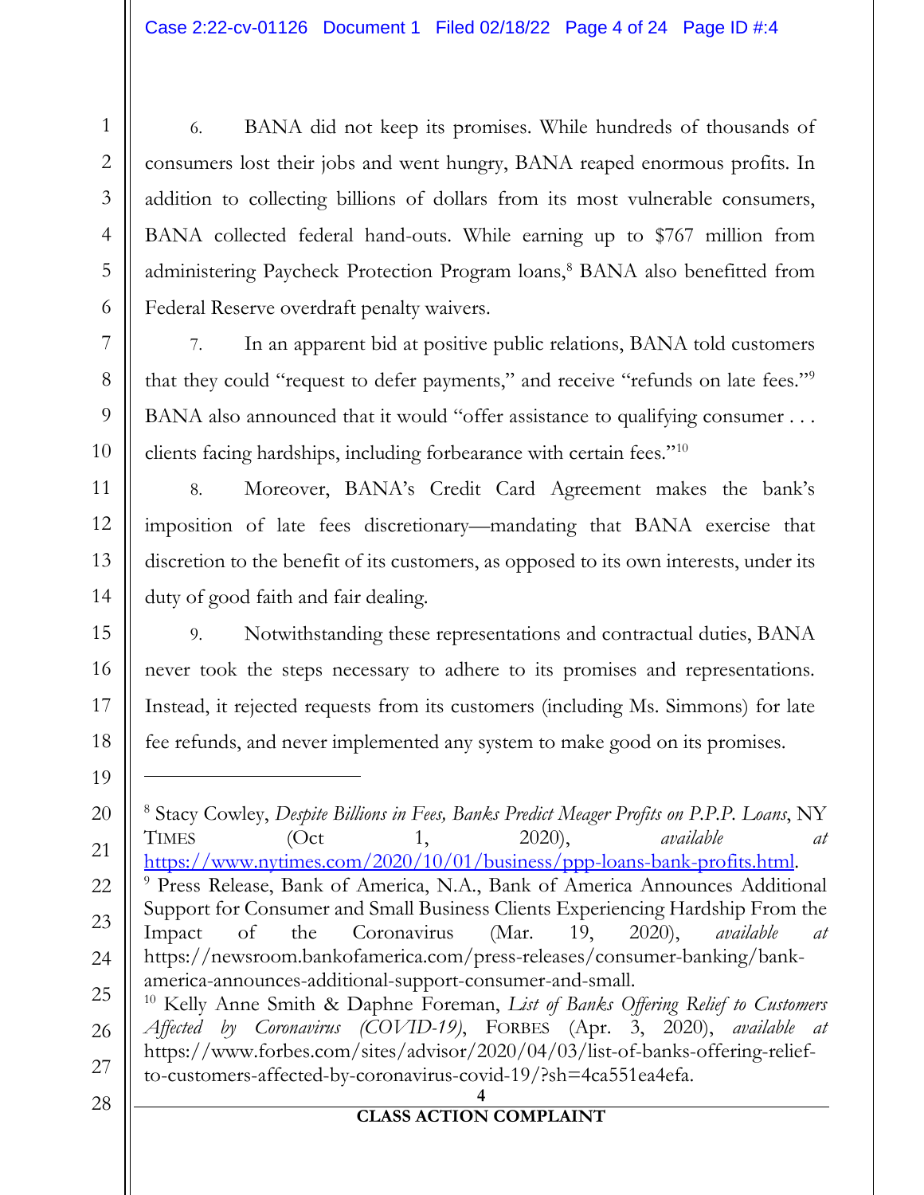6. BANA did not keep its promises. While hundreds of thousands of consumers lost their jobs and went hungry, BANA reaped enormous profits. In addition to collecting billions of dollars from its most vulnerable consumers, BANA collected federal hand-outs. While earning up to $767 million from administering Paycheck Protection Program loans,[8] BANA also benefitted from Federal Reserve overdraft penalty waivers.

7. In an apparent bid at positive public relations, BANA told customers that they could "request to defer payments," and receive "refunds on late fees."[9] BANA also announced that it would "offer assistance to qualifying consumer . . . clients facing hardships, including forbearance with certain fees."[10]

8. Moreover, BANA's Credit Card Agreement makes the bank's imposition of late fees discretionary—mandating that BANA exercise that discretion to the benefit of its customers, as opposed to its own interests, under its duty of good faith and fair dealing.

9. Notwithstanding these representations and contractual duties, BANA never took the steps necessary to adhere to its promises and representations. Instead, it rejected requests from its customers (including Ms. Simmons) for late fee refunds, and never implemented any system to make good on its promises.

---

[8] Stacy Cowley, *Despite Billions in Fees, Banks Predict Meager Profits on P.P.P. Loans*, NY TIMES (Oct 1, 2020), *available at* https://www.nytimes.com/2020/10/01/business/ppp-loans-bank-profits.html.

[9] Press Release, Bank of America, N.A., Bank of America Announces Additional Support for Consumer and Small Business Clients Experiencing Hardship From the Impact of the Coronavirus (Mar. 19, 2020), *available at* https://newsroom.bankofamerica.com/press-releases/consumer-banking/bank-america-announces-additional-support-consumer-and-small.

[10] Kelly Anne Smith & Daphne Foreman, *List of Banks Offering Relief to Customers Affected by Coronavirus (COVID-19)*, FORBES (Apr. 3, 2020), *available at* https://www.forbes.com/sites/advisor/2020/04/03/list-of-banks-offering-relief-to-customers-affected-by-coronavirus-covid-19/?sh=4ca551ea4efa.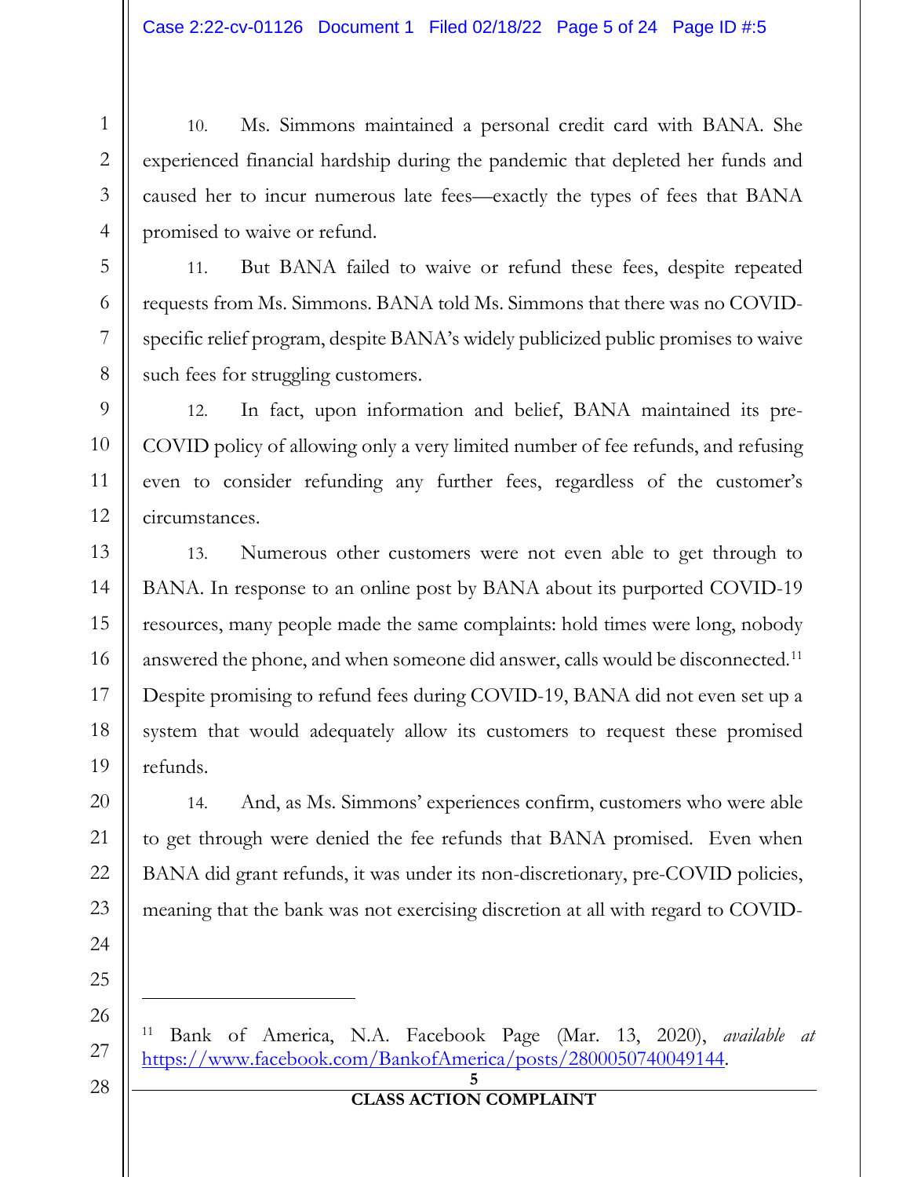10. Ms. Simmons maintained a personal credit card with BANA. She experienced financial hardship during the pandemic that depleted her funds and caused her to incur numerous late fees—exactly the types of fees that BANA promised to waive or refund.

11. But BANA failed to waive or refund these fees, despite repeated requests from Ms. Simmons. BANA told Ms. Simmons that there was no COVID-specific relief program, despite BANA's widely publicized public promises to waive such fees for struggling customers.

12. In fact, upon information and belief, BANA maintained its pre-COVID policy of allowing only a very limited number of fee refunds, and refusing even to consider refunding any further fees, regardless of the customer's circumstances.

13. Numerous other customers were not even able to get through to BANA. In response to an online post by BANA about its purported COVID-19 resources, many people made the same complaints: hold times were long, nobody answered the phone, and when someone did answer, calls would be disconnected.[11] Despite promising to refund fees during COVID-19, BANA did not even set up a system that would adequately allow its customers to request these promised refunds.

14. And, as Ms. Simmons' experiences confirm, customers who were able to get through were denied the fee refunds that BANA promised. Even when BANA did grant refunds, it was under its non-discretionary, pre-COVID policies, meaning that the bank was not exercising discretion at all with regard to COVID-

---

[11] Bank of America, N.A. Facebook Page (Mar. 13, 2020), *available at* https://www.facebook.com/BankofAmerica/posts/2800050740049144.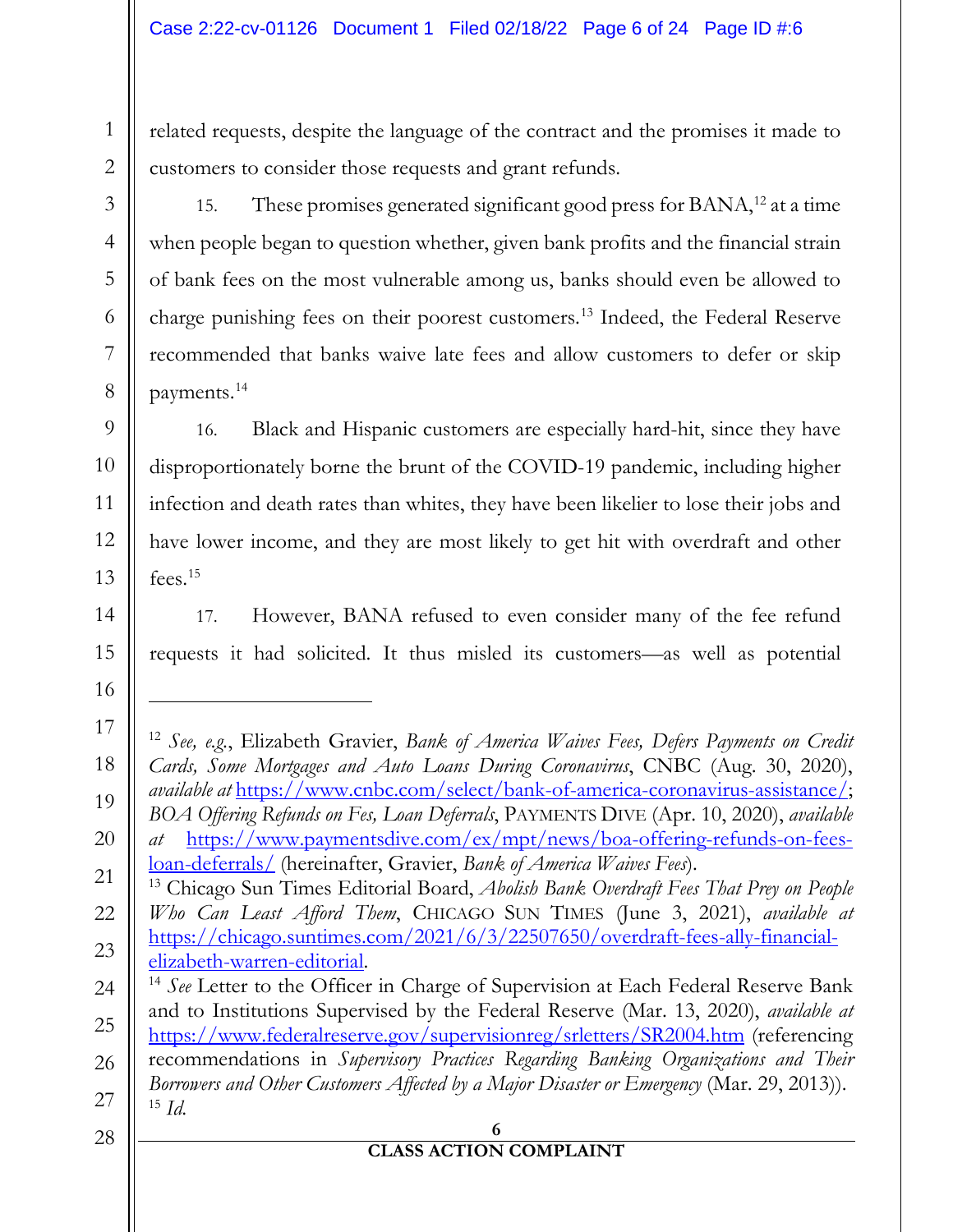related requests, despite the language of the contract and the promises it made to customers to consider those requests and grant refunds.

15. These promises generated significant good press for BANA,[12] at a time when people began to question whether, given bank profits and the financial strain of bank fees on the most vulnerable among us, banks should even be allowed to charge punishing fees on their poorest customers.[13] Indeed, the Federal Reserve recommended that banks waive late fees and allow customers to defer or skip payments.[14]

16. Black and Hispanic customers are especially hard-hit, since they have disproportionately borne the brunt of the COVID-19 pandemic, including higher infection and death rates than whites, they have been likelier to lose their jobs and have lower income, and they are most likely to get hit with overdraft and other fees.[15]

17. However, BANA refused to even consider many of the fee refund requests it had solicited. It thus misled its customers—as well as potential

---

[12] *See, e.g.*, Elizabeth Gravier, *Bank of America Waives Fees, Defers Payments on Credit Cards, Some Mortgages and Auto Loans During Coronavirus*, CNBC (Aug. 30, 2020), *available at* https://www.cnbc.com/select/bank-of-america-coronavirus-assistance/; *BOA Offering Refunds on Fes, Loan Deferrals*, PAYMENTS DIVE (Apr. 10, 2020), *available at* https://www.paymentsdive.com/ex/mpt/news/boa-offering-refunds-on-fees-loan-deferrals/ (hereinafter, Gravier, *Bank of America Waives Fees*).

[13] Chicago Sun Times Editorial Board, *Abolish Bank Overdraft Fees That Prey on People Who Can Least Afford Them*, CHICAGO SUN TIMES (June 3, 2021), *available at* https://chicago.suntimes.com/2021/6/3/22507650/overdraft-fees-ally-financial-elizabeth-warren-editorial.

[14] *See* Letter to the Officer in Charge of Supervision at Each Federal Reserve Bank and to Institutions Supervised by the Federal Reserve (Mar. 13, 2020), *available at* https://www.federalreserve.gov/supervisionreg/srletters/SR2004.htm (referencing recommendations in *Supervisory Practices Regarding Banking Organizations and Their Borrowers and Other Customers Affected by a Major Disaster or Emergency* (Mar. 29, 2013)).

[15] *Id.*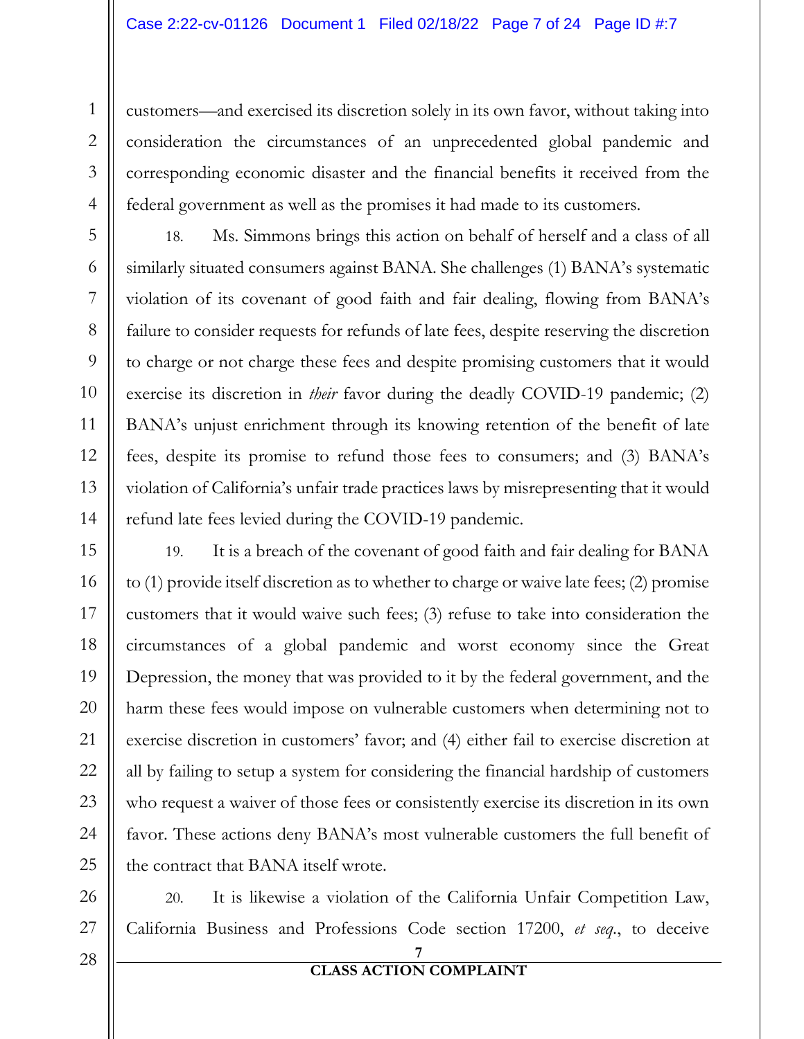customers—and exercised its discretion solely in its own favor, without taking into consideration the circumstances of an unprecedented global pandemic and corresponding economic disaster and the financial benefits it received from the federal government as well as the promises it had made to its customers.

18. Ms. Simmons brings this action on behalf of herself and a class of all similarly situated consumers against BANA. She challenges (1) BANA's systematic violation of its covenant of good faith and fair dealing, flowing from BANA's failure to consider requests for refunds of late fees, despite reserving the discretion to charge or not charge these fees and despite promising customers that it would exercise its discretion in *their* favor during the deadly COVID-19 pandemic; (2) BANA's unjust enrichment through its knowing retention of the benefit of late fees, despite its promise to refund those fees to consumers; and (3) BANA's violation of California's unfair trade practices laws by misrepresenting that it would refund late fees levied during the COVID-19 pandemic.

19. It is a breach of the covenant of good faith and fair dealing for BANA to (1) provide itself discretion as to whether to charge or waive late fees; (2) promise customers that it would waive such fees; (3) refuse to take into consideration the circumstances of a global pandemic and worst economy since the Great Depression, the money that was provided to it by the federal government, and the harm these fees would impose on vulnerable customers when determining not to exercise discretion in customers' favor; and (4) either fail to exercise discretion at all by failing to setup a system for considering the financial hardship of customers who request a waiver of those fees or consistently exercise its discretion in its own favor. These actions deny BANA's most vulnerable customers the full benefit of the contract that BANA itself wrote.

20. It is likewise a violation of the California Unfair Competition Law, California Business and Professions Code section 17200, *et seq*., to deceive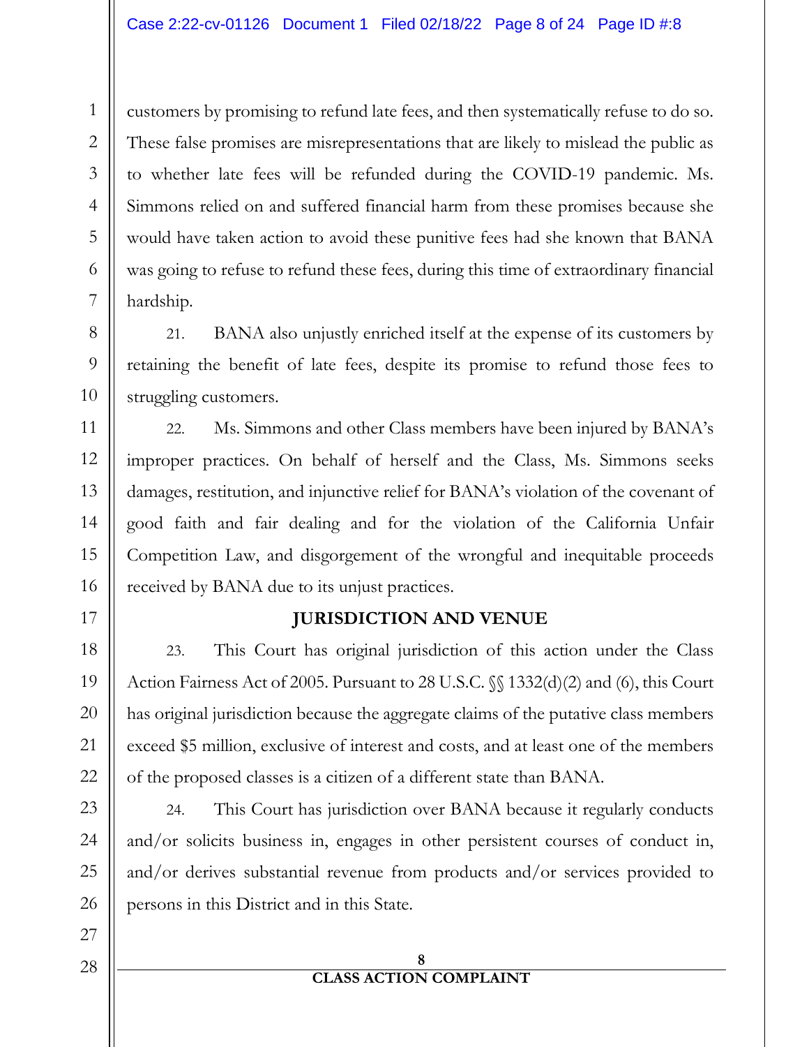customers by promising to refund late fees, and then systematically refuse to do so. These false promises are misrepresentations that are likely to mislead the public as to whether late fees will be refunded during the COVID-19 pandemic. Ms. Simmons relied on and suffered financial harm from these promises because she would have taken action to avoid these punitive fees had she known that BANA was going to refuse to refund these fees, during this time of extraordinary financial hardship.

21. BANA also unjustly enriched itself at the expense of its customers by retaining the benefit of late fees, despite its promise to refund those fees to struggling customers.

22. Ms. Simmons and other Class members have been injured by BANA's improper practices. On behalf of herself and the Class, Ms. Simmons seeks damages, restitution, and injunctive relief for BANA's violation of the covenant of good faith and fair dealing and for the violation of the California Unfair Competition Law, and disgorgement of the wrongful and inequitable proceeds received by BANA due to its unjust practices.

## JURISDICTION AND VENUE

23. This Court has original jurisdiction of this action under the Class Action Fairness Act of 2005. Pursuant to 28 U.S.C. §§ 1332(d)(2) and (6), this Court has original jurisdiction because the aggregate claims of the putative class members exceed $5 million, exclusive of interest and costs, and at least one of the members of the proposed classes is a citizen of a different state than BANA.

24. This Court has jurisdiction over BANA because it regularly conducts and/or solicits business in, engages in other persistent courses of conduct in, and/or derives substantial revenue from products and/or services provided to persons in this District and in this State.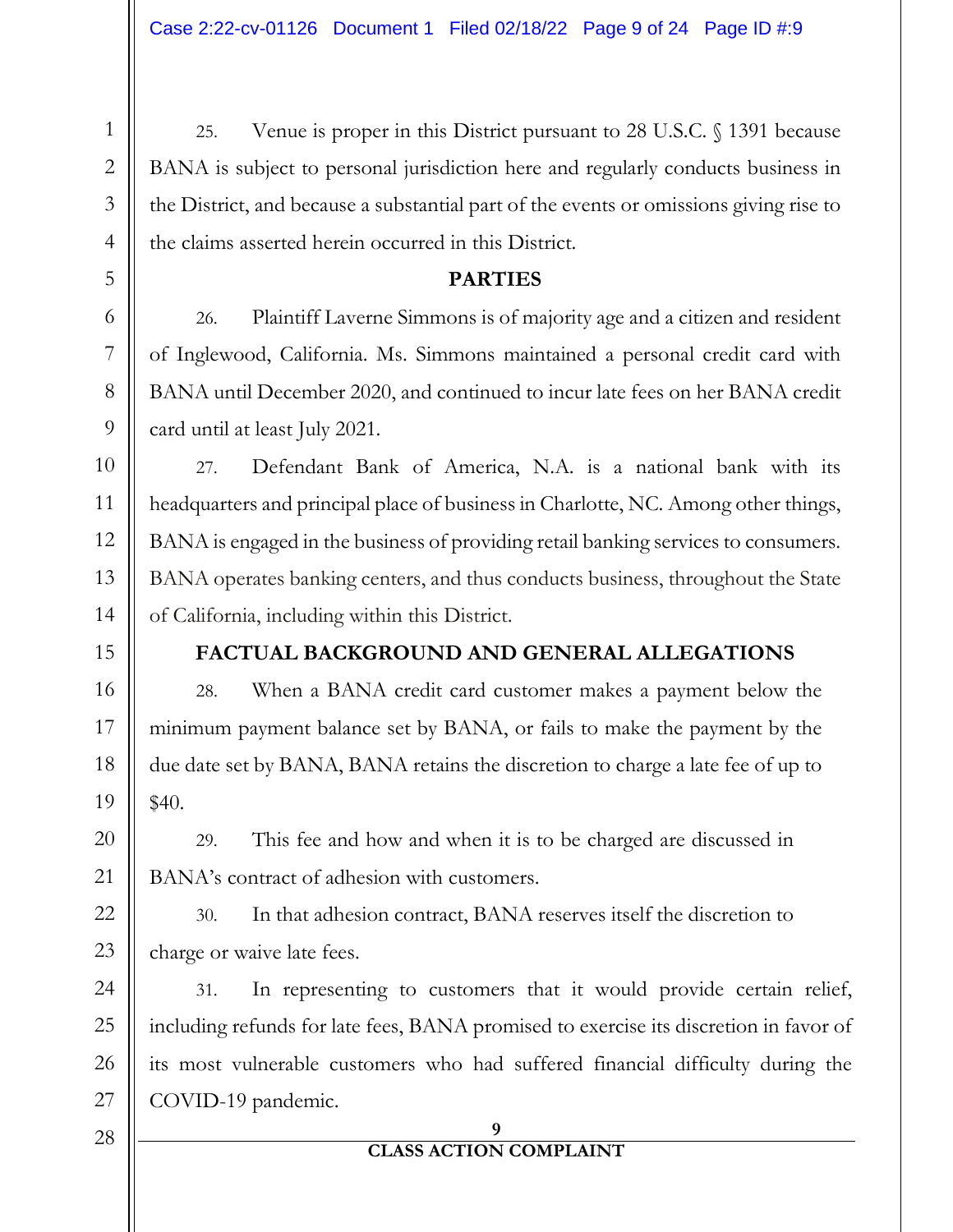25. Venue is proper in this District pursuant to 28 U.S.C. § 1391 because BANA is subject to personal jurisdiction here and regularly conducts business in the District, and because a substantial part of the events or omissions giving rise to the claims asserted herein occurred in this District.

## PARTIES

26. Plaintiff Laverne Simmons is of majority age and a citizen and resident of Inglewood, California. Ms. Simmons maintained a personal credit card with BANA until December 2020, and continued to incur late fees on her BANA credit card until at least July 2021.

27. Defendant Bank of America, N.A. is a national bank with its headquarters and principal place of business in Charlotte, NC. Among other things, BANA is engaged in the business of providing retail banking services to consumers. BANA operates banking centers, and thus conducts business, throughout the State of California, including within this District.

## FACTUAL BACKGROUND AND GENERAL ALLEGATIONS

28. When a BANA credit card customer makes a payment below the minimum payment balance set by BANA, or fails to make the payment by the due date set by BANA, BANA retains the discretion to charge a late fee of up to $40.

29. This fee and how and when it is to be charged are discussed in BANA's contract of adhesion with customers.

30. In that adhesion contract, BANA reserves itself the discretion to charge or waive late fees.

31. In representing to customers that it would provide certain relief, including refunds for late fees, BANA promised to exercise its discretion in favor of its most vulnerable customers who had suffered financial difficulty during the COVID-19 pandemic.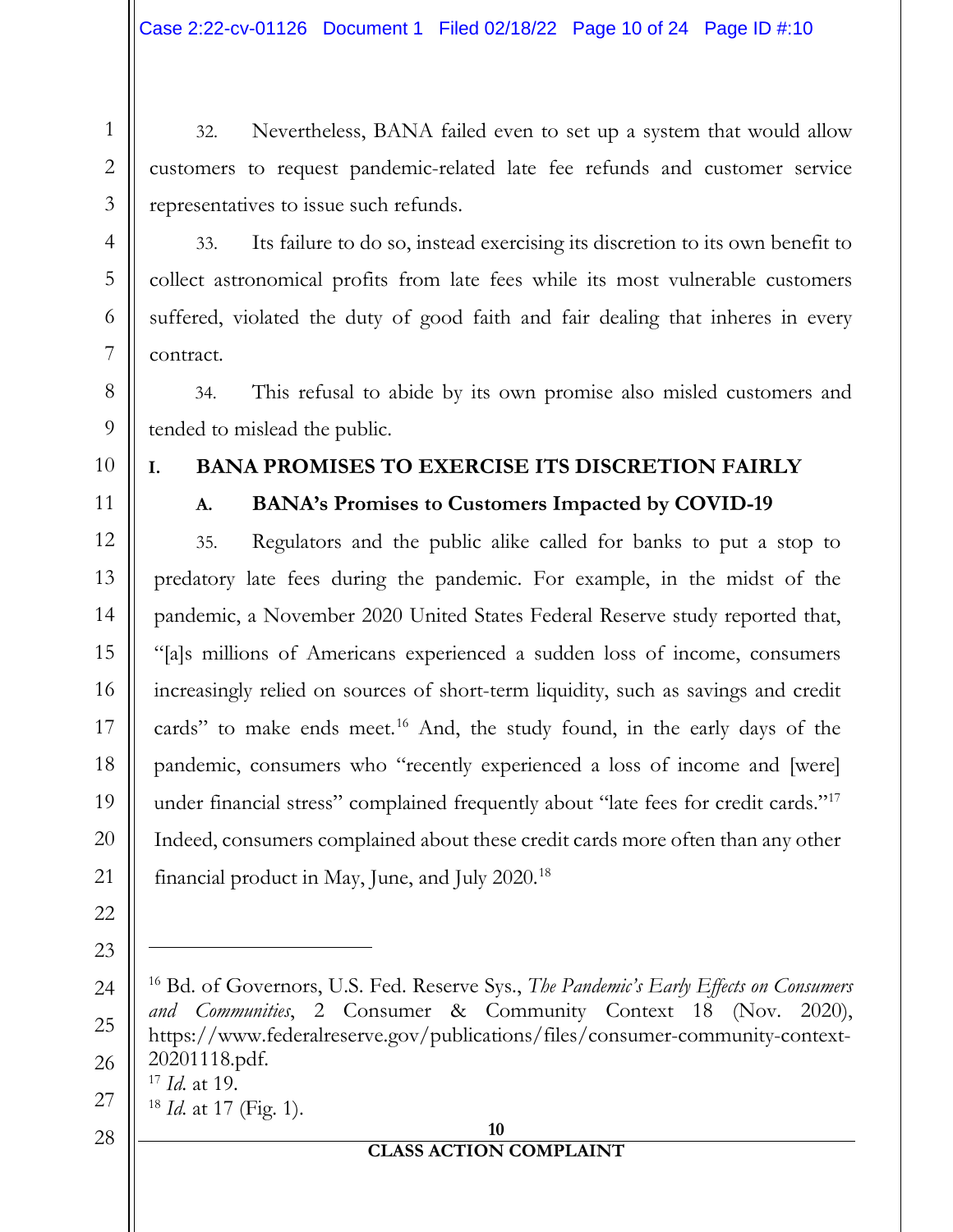32. Nevertheless, BANA failed even to set up a system that would allow customers to request pandemic-related late fee refunds and customer service representatives to issue such refunds.

33. Its failure to do so, instead exercising its discretion to its own benefit to collect astronomical profits from late fees while its most vulnerable customers suffered, violated the duty of good faith and fair dealing that inheres in every contract.

34. This refusal to abide by its own promise also misled customers and tended to mislead the public.

## I. BANA PROMISES TO EXERCISE ITS DISCRETION FAIRLY

### A. BANA's Promises to Customers Impacted by COVID-19

35. Regulators and the public alike called for banks to put a stop to predatory late fees during the pandemic. For example, in the midst of the pandemic, a November 2020 United States Federal Reserve study reported that, "[a]s millions of Americans experienced a sudden loss of income, consumers increasingly relied on sources of short-term liquidity, such as savings and credit cards" to make ends meet.[16] And, the study found, in the early days of the pandemic, consumers who "recently experienced a loss of income and [were] under financial stress" complained frequently about "late fees for credit cards."[17] Indeed, consumers complained about these credit cards more often than any other financial product in May, June, and July 2020.[18]

---

[16] Bd. of Governors, U.S. Fed. Reserve Sys., *The Pandemic's Early Effects on Consumers and Communities*, 2 Consumer & Community Context 18 (Nov. 2020), https://www.federalreserve.gov/publications/files/consumer-community-context-20201118.pdf.

[17] *Id.* at 19.

[18] *Id.* at 17 (Fig. 1).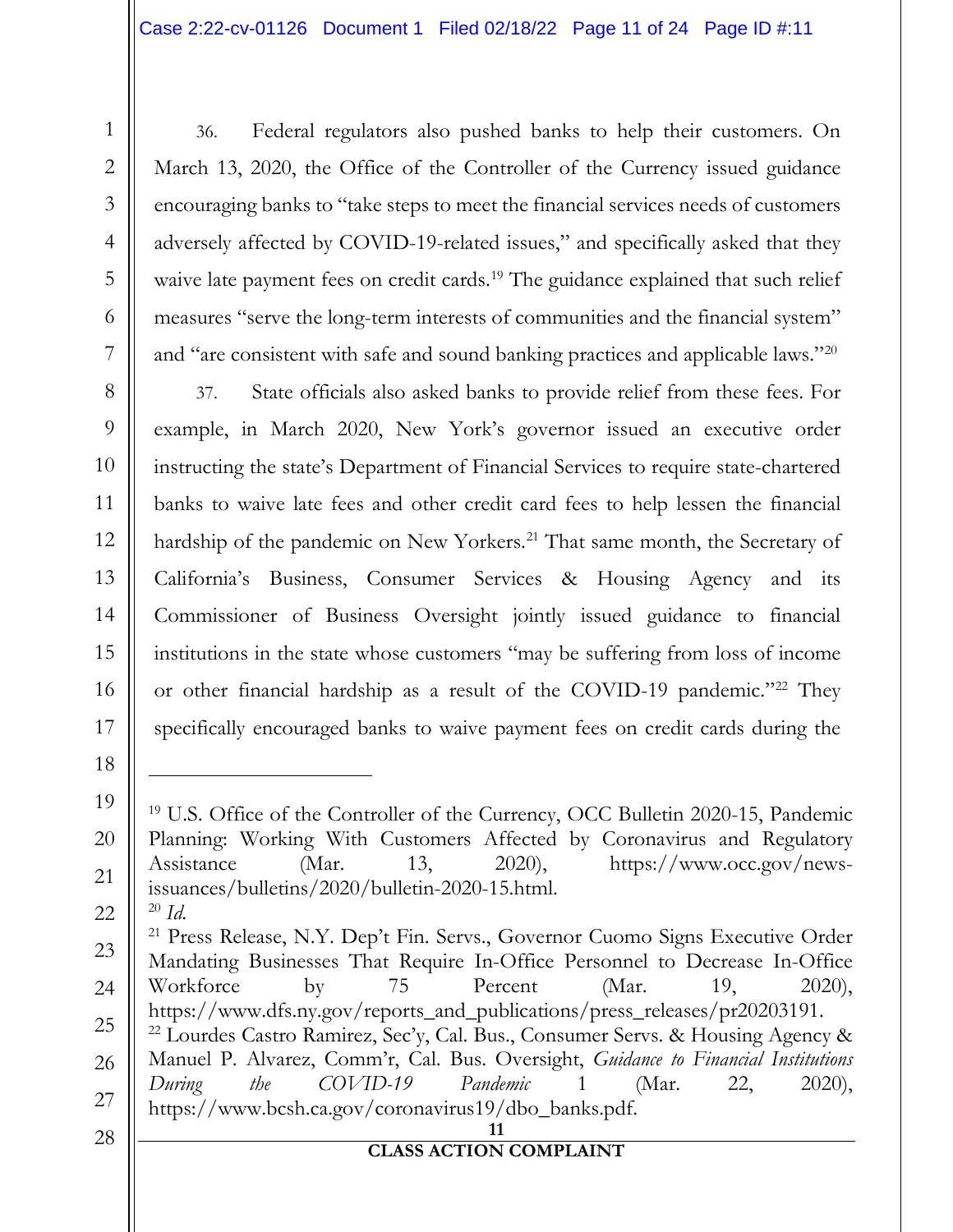36. Federal regulators also pushed banks to help their customers. On March 13, 2020, the Office of the Controller of the Currency issued guidance encouraging banks to "take steps to meet the financial services needs of customers adversely affected by COVID-19-related issues," and specifically asked that they waive late payment fees on credit cards.[19] The guidance explained that such relief measures "serve the long-term interests of communities and the financial system" and "are consistent with safe and sound banking practices and applicable laws."[20]

37. State officials also asked banks to provide relief from these fees. For example, in March 2020, New York's governor issued an executive order instructing the state's Department of Financial Services to require state-chartered banks to waive late fees and other credit card fees to help lessen the financial hardship of the pandemic on New Yorkers.[21] That same month, the Secretary of California's Business, Consumer Services & Housing Agency and its Commissioner of Business Oversight jointly issued guidance to financial institutions in the state whose customers "may be suffering from loss of income or other financial hardship as a result of the COVID-19 pandemic."[22] They specifically encouraged banks to waive payment fees on credit cards during the

---

[19] U.S. Office of the Controller of the Currency, OCC Bulletin 2020-15, Pandemic Planning: Working With Customers Affected by Coronavirus and Regulatory Assistance (Mar. 13, 2020), https://www.occ.gov/news-issuances/bulletins/2020/bulletin-2020-15.html.

[20] *Id.*

[21] Press Release, N.Y. Dep't Fin. Servs., Governor Cuomo Signs Executive Order Mandating Businesses That Require In-Office Personnel to Decrease In-Office Workforce by 75 Percent (Mar. 19, 2020), https://www.dfs.ny.gov/reports_and_publications/press_releases/pr20203191.

[22] Lourdes Castro Ramirez, Sec'y, Cal. Bus., Consumer Servs. & Housing Agency & Manuel P. Alvarez, Comm'r, Cal. Bus. Oversight, *Guidance to Financial Institutions During the COVID-19 Pandemic* 1 (Mar. 22, 2020), https://www.bcsh.ca.gov/coronavirus19/dbo_banks.pdf.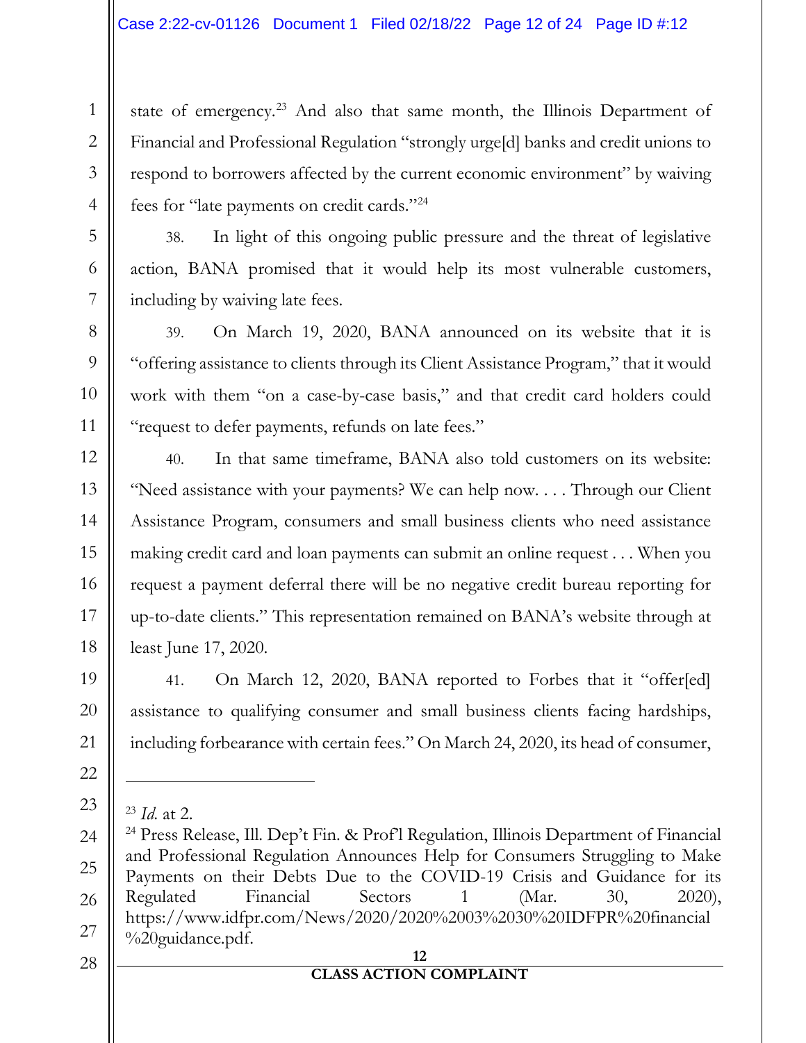state of emergency.[23] And also that same month, the Illinois Department of Financial and Professional Regulation "strongly urge[d] banks and credit unions to respond to borrowers affected by the current economic environment" by waiving fees for "late payments on credit cards."[24]

38. In light of this ongoing public pressure and the threat of legislative action, BANA promised that it would help its most vulnerable customers, including by waiving late fees.

39. On March 19, 2020, BANA announced on its website that it is "offering assistance to clients through its Client Assistance Program," that it would work with them "on a case-by-case basis," and that credit card holders could "request to defer payments, refunds on late fees."

40. In that same timeframe, BANA also told customers on its website: "Need assistance with your payments? We can help now. . . . Through our Client Assistance Program, consumers and small business clients who need assistance making credit card and loan payments can submit an online request . . . When you request a payment deferral there will be no negative credit bureau reporting for up-to-date clients." This representation remained on BANA's website through at least June 17, 2020.

41. On March 12, 2020, BANA reported to Forbes that it "offer[ed] assistance to qualifying consumer and small business clients facing hardships, including forbearance with certain fees." On March 24, 2020, its head of consumer,

---

[23] *Id.* at 2.

[24] Press Release, Ill. Dep't Fin. & Prof'l Regulation, Illinois Department of Financial and Professional Regulation Announces Help for Consumers Struggling to Make Payments on their Debts Due to the COVID-19 Crisis and Guidance for its Regulated Financial Sectors 1 (Mar. 30, 2020), https://www.idfpr.com/News/2020/2020%2003%2030%20IDFPR%20financial%20guidance.pdf.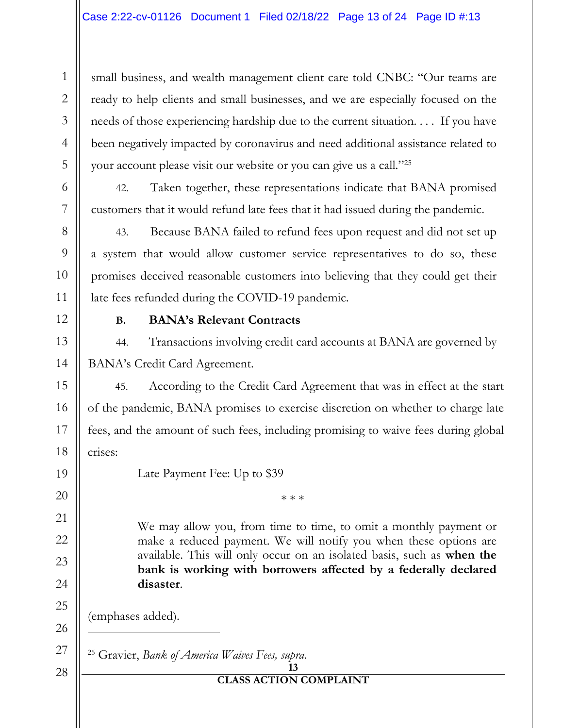small business, and wealth management client care told CNBC: "Our teams are ready to help clients and small businesses, and we are especially focused on the needs of those experiencing hardship due to the current situation. . . . If you have been negatively impacted by coronavirus and need additional assistance related to your account please visit our website or you can give us a call."[25]

42. Taken together, these representations indicate that BANA promised customers that it would refund late fees that it had issued during the pandemic.

43. Because BANA failed to refund fees upon request and did not set up a system that would allow customer service representatives to do so, these promises deceived reasonable customers into believing that they could get their late fees refunded during the COVID-19 pandemic.

**B. BANA's Relevant Contracts**

44. Transactions involving credit card accounts at BANA are governed by BANA's Credit Card Agreement.

45. According to the Credit Card Agreement that was in effect at the start of the pandemic, BANA promises to exercise discretion on whether to charge late fees, and the amount of such fees, including promising to waive fees during global crises:

> Late Payment Fee: Up to $39
>
> \* \* \*
>
> We may allow you, from time to time, to omit a monthly payment or make a reduced payment. We will notify you when these options are available. This will only occur on an isolated basis, such as **when the bank is working with borrowers affected by a federally declared disaster**.

(emphases added).

---

[25] Gravier, *Bank of America Waives Fees, supra*.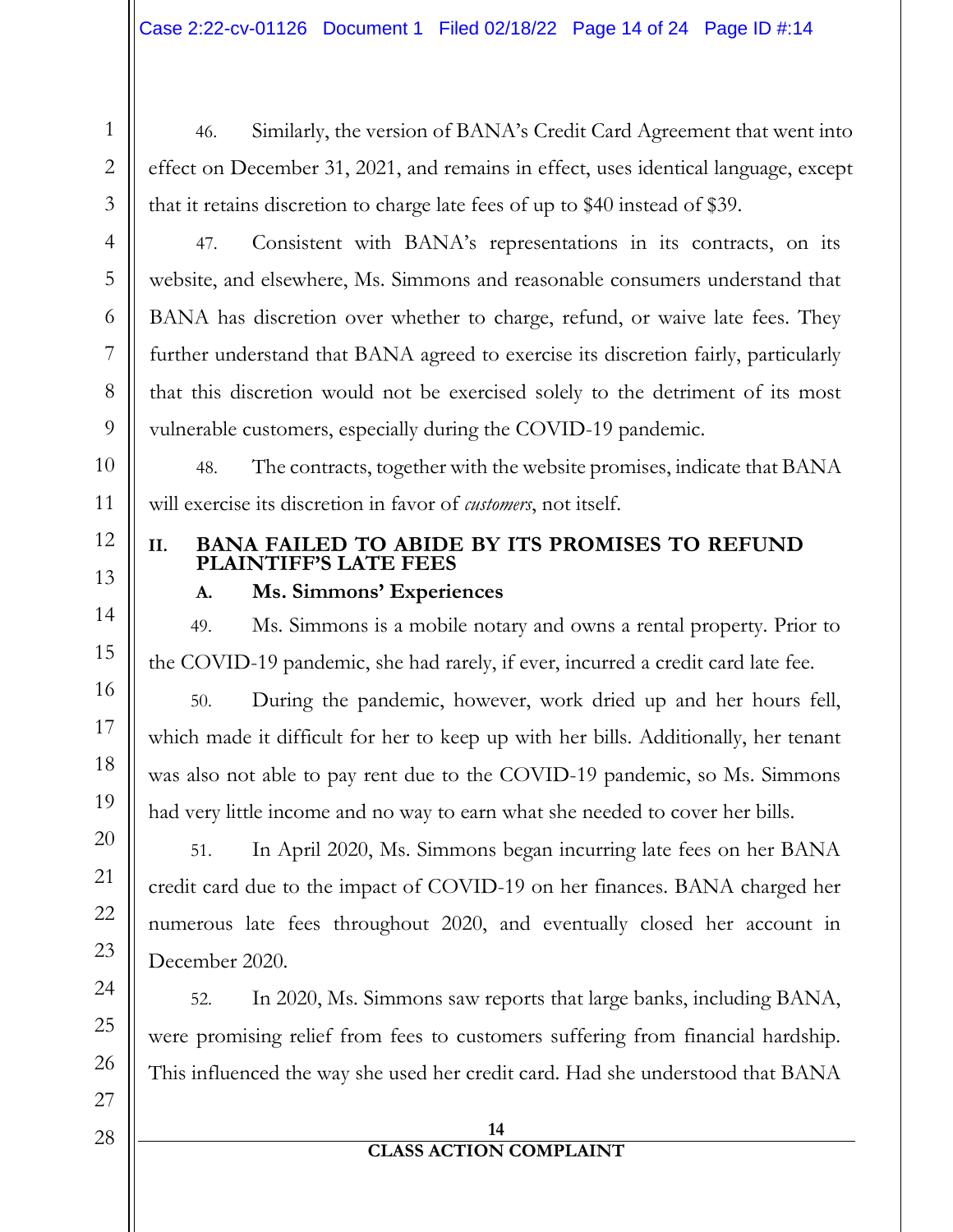46. Similarly, the version of BANA's Credit Card Agreement that went into effect on December 31, 2021, and remains in effect, uses identical language, except that it retains discretion to charge late fees of up to $40 instead of $39.

47. Consistent with BANA's representations in its contracts, on its website, and elsewhere, Ms. Simmons and reasonable consumers understand that BANA has discretion over whether to charge, refund, or waive late fees. They further understand that BANA agreed to exercise its discretion fairly, particularly that this discretion would not be exercised solely to the detriment of its most vulnerable customers, especially during the COVID-19 pandemic.

48. The contracts, together with the website promises, indicate that BANA will exercise its discretion in favor of *customers*, not itself.

## II. BANA FAILED TO ABIDE BY ITS PROMISES TO REFUND PLAINTIFF'S LATE FEES

### A. Ms. Simmons' Experiences

49. Ms. Simmons is a mobile notary and owns a rental property. Prior to the COVID-19 pandemic, she had rarely, if ever, incurred a credit card late fee.

50. During the pandemic, however, work dried up and her hours fell, which made it difficult for her to keep up with her bills. Additionally, her tenant was also not able to pay rent due to the COVID-19 pandemic, so Ms. Simmons had very little income and no way to earn what she needed to cover her bills.

51. In April 2020, Ms. Simmons began incurring late fees on her BANA credit card due to the impact of COVID-19 on her finances. BANA charged her numerous late fees throughout 2020, and eventually closed her account in December 2020.

52. In 2020, Ms. Simmons saw reports that large banks, including BANA, were promising relief from fees to customers suffering from financial hardship. This influenced the way she used her credit card. Had she understood that BANA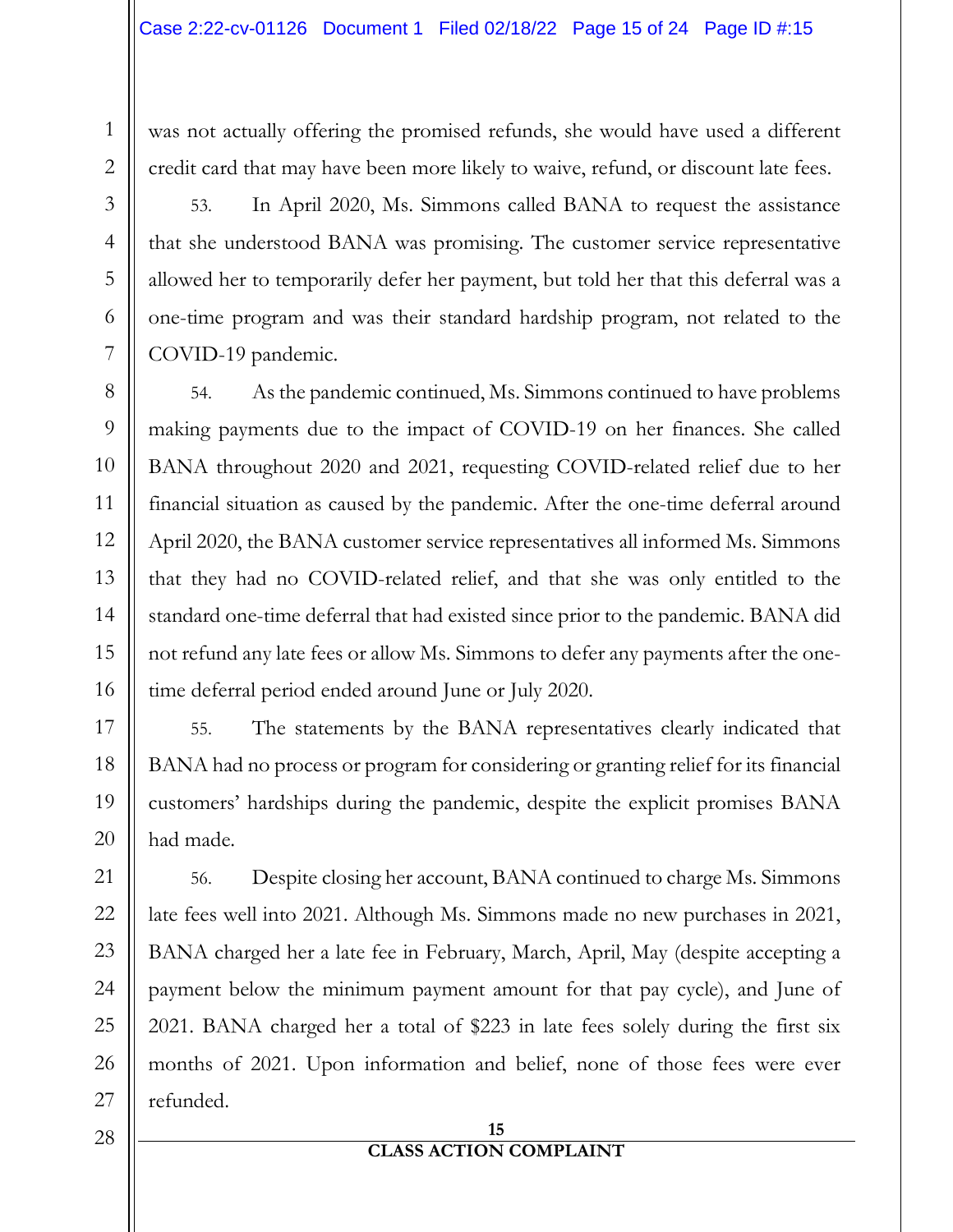was not actually offering the promised refunds, she would have used a different credit card that may have been more likely to waive, refund, or discount late fees.

53. In April 2020, Ms. Simmons called BANA to request the assistance that she understood BANA was promising. The customer service representative allowed her to temporarily defer her payment, but told her that this deferral was a one-time program and was their standard hardship program, not related to the COVID-19 pandemic.

54. As the pandemic continued, Ms. Simmons continued to have problems making payments due to the impact of COVID-19 on her finances. She called BANA throughout 2020 and 2021, requesting COVID-related relief due to her financial situation as caused by the pandemic. After the one-time deferral around April 2020, the BANA customer service representatives all informed Ms. Simmons that they had no COVID-related relief, and that she was only entitled to the standard one-time deferral that had existed since prior to the pandemic. BANA did not refund any late fees or allow Ms. Simmons to defer any payments after the one-time deferral period ended around June or July 2020.

55. The statements by the BANA representatives clearly indicated that BANA had no process or program for considering or granting relief for its financial customers' hardships during the pandemic, despite the explicit promises BANA had made.

56. Despite closing her account, BANA continued to charge Ms. Simmons late fees well into 2021. Although Ms. Simmons made no new purchases in 2021, BANA charged her a late fee in February, March, April, May (despite accepting a payment below the minimum payment amount for that pay cycle), and June of 2021. BANA charged her a total of $223 in late fees solely during the first six months of 2021. Upon information and belief, none of those fees were ever refunded.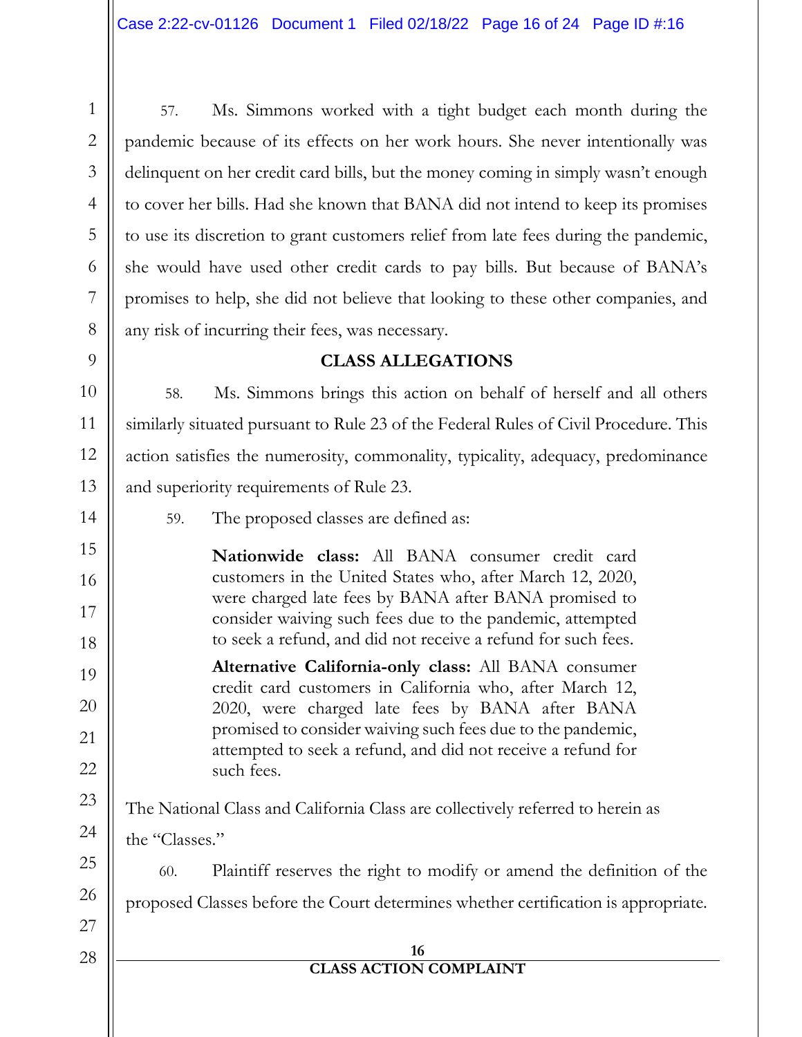57. Ms. Simmons worked with a tight budget each month during the pandemic because of its effects on her work hours. She never intentionally was delinquent on her credit card bills, but the money coming in simply wasn't enough to cover her bills. Had she known that BANA did not intend to keep its promises to use its discretion to grant customers relief from late fees during the pandemic, she would have used other credit cards to pay bills. But because of BANA's promises to help, she did not believe that looking to these other companies, and any risk of incurring their fees, was necessary.

## CLASS ALLEGATIONS

58. Ms. Simmons brings this action on behalf of herself and all others similarly situated pursuant to Rule 23 of the Federal Rules of Civil Procedure. This action satisfies the numerosity, commonality, typicality, adequacy, predominance and superiority requirements of Rule 23.

59. The proposed classes are defined as:

> **Nationwide class:** All BANA consumer credit card customers in the United States who, after March 12, 2020, were charged late fees by BANA after BANA promised to consider waiving such fees due to the pandemic, attempted to seek a refund, and did not receive a refund for such fees.
>
> **Alternative California-only class:** All BANA consumer credit card customers in California who, after March 12, 2020, were charged late fees by BANA after BANA promised to consider waiving such fees due to the pandemic, attempted to seek a refund, and did not receive a refund for such fees.

The National Class and California Class are collectively referred to herein as the "Classes."

60. Plaintiff reserves the right to modify or amend the definition of the proposed Classes before the Court determines whether certification is appropriate.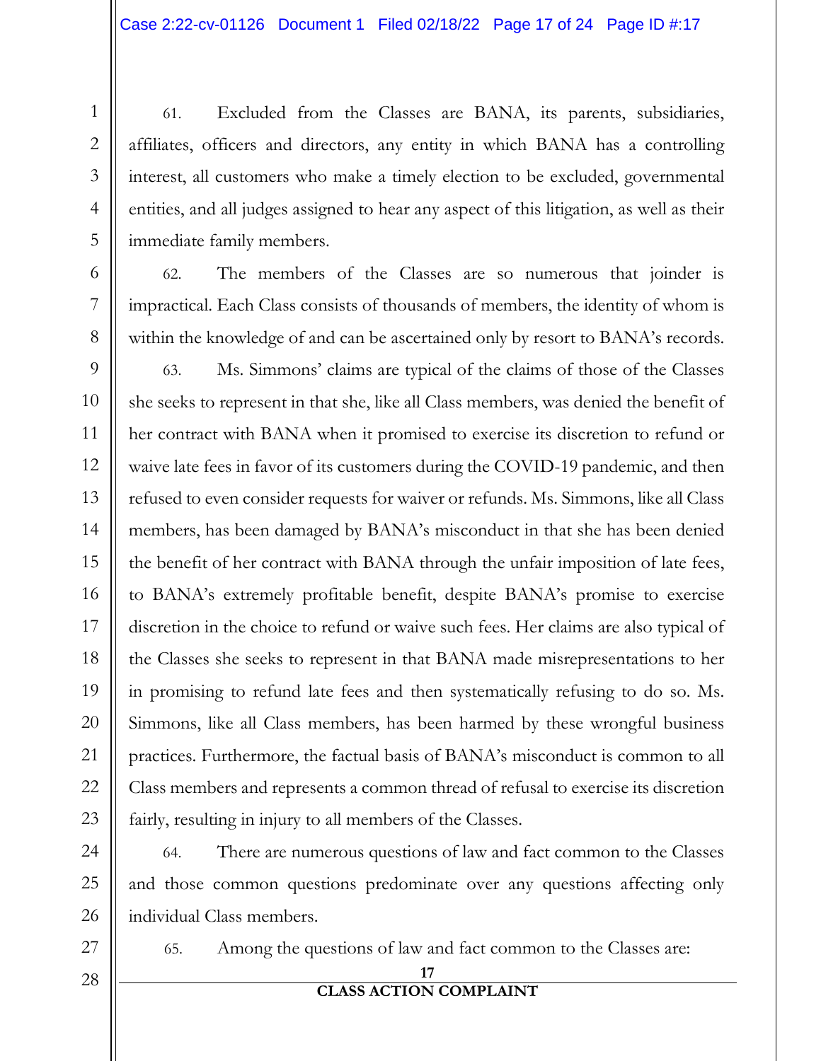61. Excluded from the Classes are BANA, its parents, subsidiaries, affiliates, officers and directors, any entity in which BANA has a controlling interest, all customers who make a timely election to be excluded, governmental entities, and all judges assigned to hear any aspect of this litigation, as well as their immediate family members.

62. The members of the Classes are so numerous that joinder is impractical. Each Class consists of thousands of members, the identity of whom is within the knowledge of and can be ascertained only by resort to BANA's records.

63. Ms. Simmons' claims are typical of the claims of those of the Classes she seeks to represent in that she, like all Class members, was denied the benefit of her contract with BANA when it promised to exercise its discretion to refund or waive late fees in favor of its customers during the COVID-19 pandemic, and then refused to even consider requests for waiver or refunds. Ms. Simmons, like all Class members, has been damaged by BANA's misconduct in that she has been denied the benefit of her contract with BANA through the unfair imposition of late fees, to BANA's extremely profitable benefit, despite BANA's promise to exercise discretion in the choice to refund or waive such fees. Her claims are also typical of the Classes she seeks to represent in that BANA made misrepresentations to her in promising to refund late fees and then systematically refusing to do so. Ms. Simmons, like all Class members, has been harmed by these wrongful business practices. Furthermore, the factual basis of BANA's misconduct is common to all Class members and represents a common thread of refusal to exercise its discretion fairly, resulting in injury to all members of the Classes.

64. There are numerous questions of law and fact common to the Classes and those common questions predominate over any questions affecting only individual Class members.

65. Among the questions of law and fact common to the Classes are: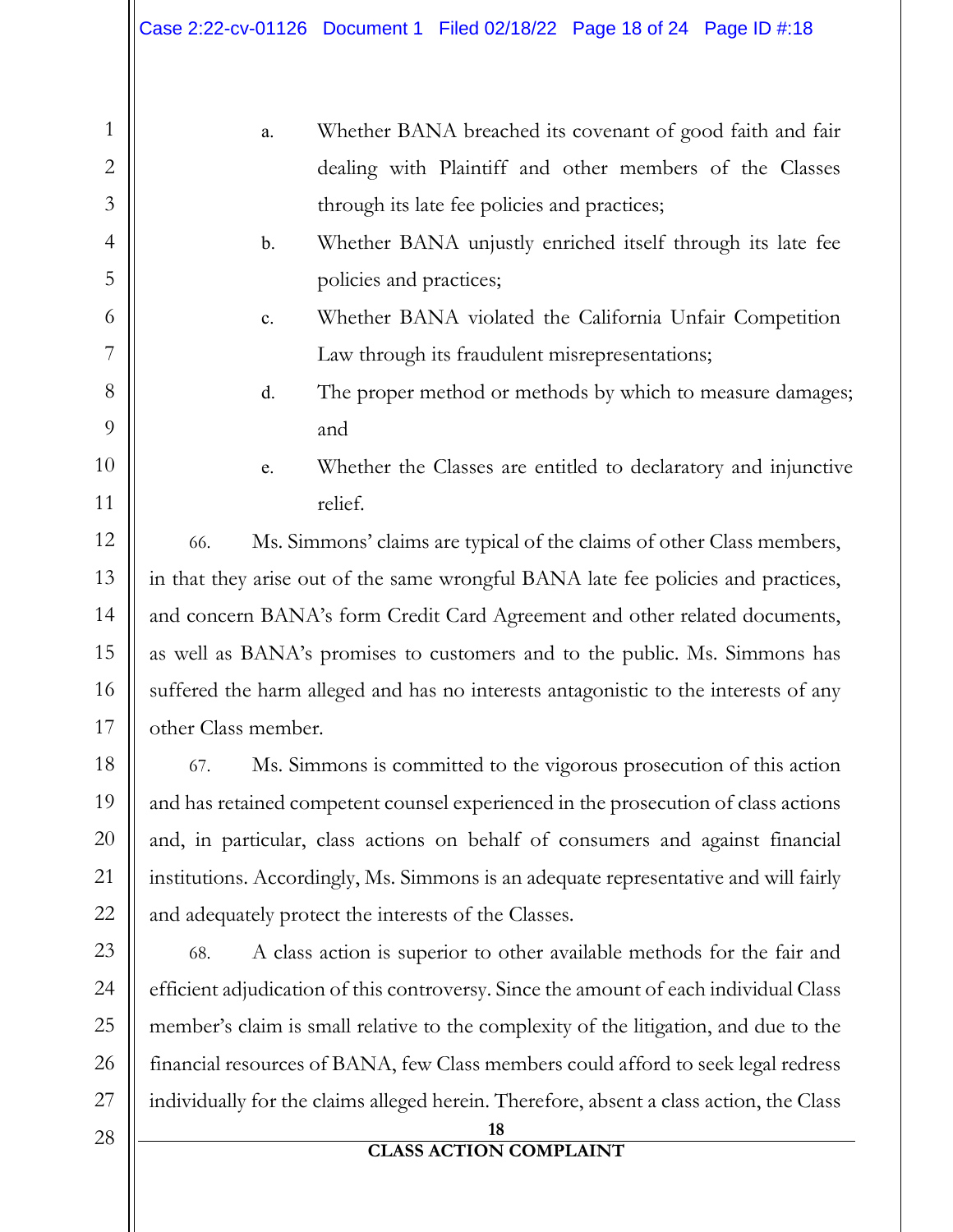a. Whether BANA breached its covenant of good faith and fair dealing with Plaintiff and other members of the Classes through its late fee policies and practices;

b. Whether BANA unjustly enriched itself through its late fee policies and practices;

c. Whether BANA violated the California Unfair Competition Law through its fraudulent misrepresentations;

d. The proper method or methods by which to measure damages; and

e. Whether the Classes are entitled to declaratory and injunctive relief.

66. Ms. Simmons' claims are typical of the claims of other Class members, in that they arise out of the same wrongful BANA late fee policies and practices, and concern BANA's form Credit Card Agreement and other related documents, as well as BANA's promises to customers and to the public. Ms. Simmons has suffered the harm alleged and has no interests antagonistic to the interests of any other Class member.

67. Ms. Simmons is committed to the vigorous prosecution of this action and has retained competent counsel experienced in the prosecution of class actions and, in particular, class actions on behalf of consumers and against financial institutions. Accordingly, Ms. Simmons is an adequate representative and will fairly and adequately protect the interests of the Classes.

68. A class action is superior to other available methods for the fair and efficient adjudication of this controversy. Since the amount of each individual Class member's claim is small relative to the complexity of the litigation, and due to the financial resources of BANA, few Class members could afford to seek legal redress individually for the claims alleged herein. Therefore, absent a class action, the Class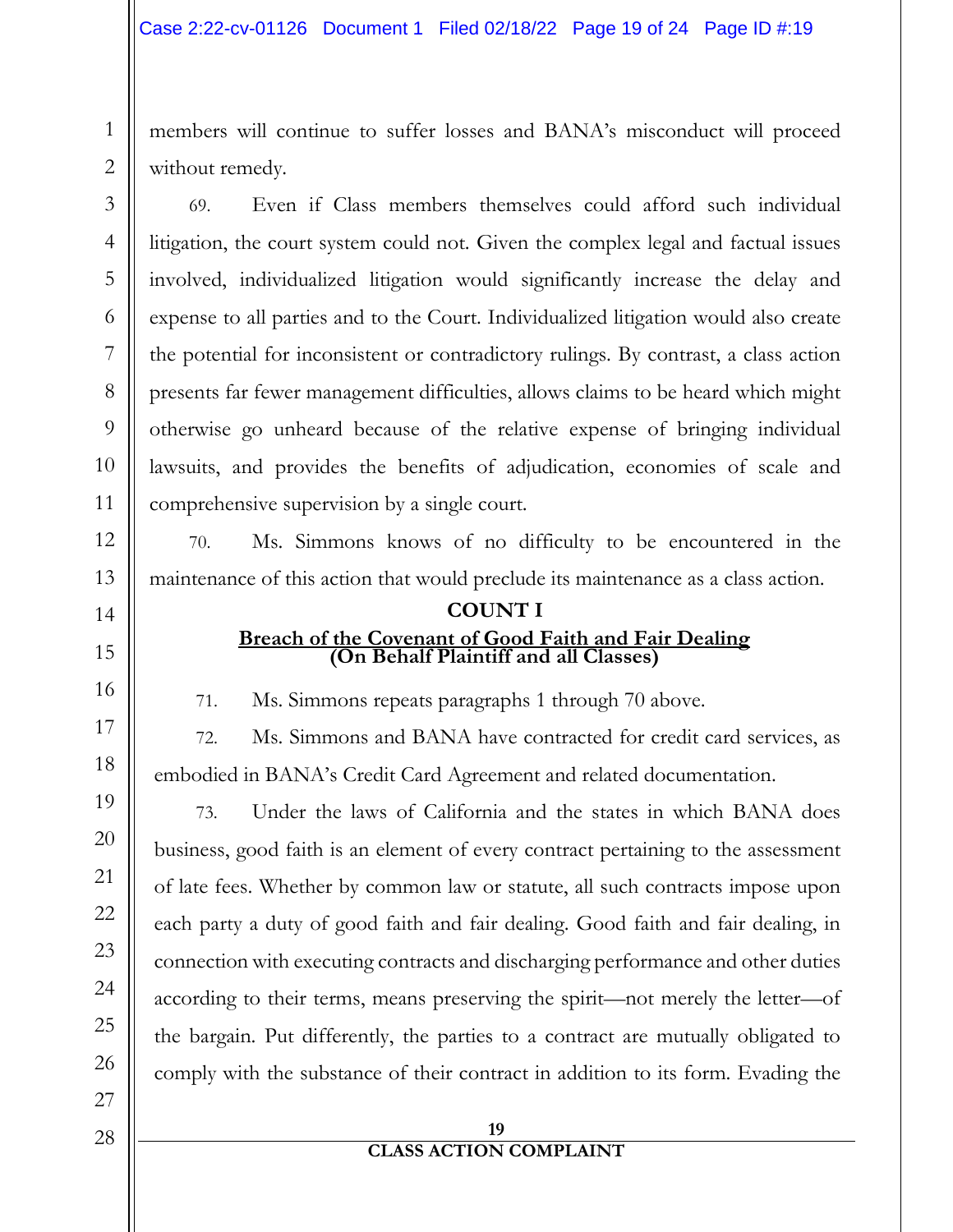members will continue to suffer losses and BANA's misconduct will proceed without remedy.

69. Even if Class members themselves could afford such individual litigation, the court system could not. Given the complex legal and factual issues involved, individualized litigation would significantly increase the delay and expense to all parties and to the Court. Individualized litigation would also create the potential for inconsistent or contradictory rulings. By contrast, a class action presents far fewer management difficulties, allows claims to be heard which might otherwise go unheard because of the relative expense of bringing individual lawsuits, and provides the benefits of adjudication, economies of scale and comprehensive supervision by a single court.

70. Ms. Simmons knows of no difficulty to be encountered in the maintenance of this action that would preclude its maintenance as a class action.

## COUNT I

### Breach of the Covenant of Good Faith and Fair Dealing
### (On Behalf Plaintiff and all Classes)

71. Ms. Simmons repeats paragraphs 1 through 70 above.

72. Ms. Simmons and BANA have contracted for credit card services, as embodied in BANA's Credit Card Agreement and related documentation.

73. Under the laws of California and the states in which BANA does business, good faith is an element of every contract pertaining to the assessment of late fees. Whether by common law or statute, all such contracts impose upon each party a duty of good faith and fair dealing. Good faith and fair dealing, in connection with executing contracts and discharging performance and other duties according to their terms, means preserving the spirit—not merely the letter—of the bargain. Put differently, the parties to a contract are mutually obligated to comply with the substance of their contract in addition to its form. Evading the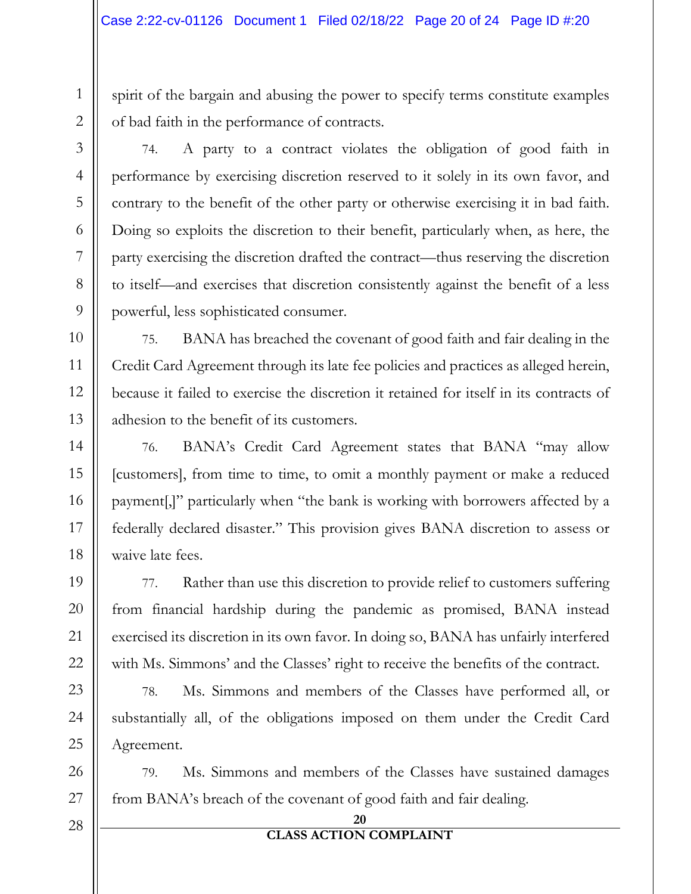spirit of the bargain and abusing the power to specify terms constitute examples of bad faith in the performance of contracts.

74. A party to a contract violates the obligation of good faith in performance by exercising discretion reserved to it solely in its own favor, and contrary to the benefit of the other party or otherwise exercising it in bad faith. Doing so exploits the discretion to their benefit, particularly when, as here, the party exercising the discretion drafted the contract—thus reserving the discretion to itself—and exercises that discretion consistently against the benefit of a less powerful, less sophisticated consumer.

75. BANA has breached the covenant of good faith and fair dealing in the Credit Card Agreement through its late fee policies and practices as alleged herein, because it failed to exercise the discretion it retained for itself in its contracts of adhesion to the benefit of its customers.

76. BANA's Credit Card Agreement states that BANA "may allow [customers], from time to time, to omit a monthly payment or make a reduced payment[,]" particularly when "the bank is working with borrowers affected by a federally declared disaster." This provision gives BANA discretion to assess or waive late fees.

77. Rather than use this discretion to provide relief to customers suffering from financial hardship during the pandemic as promised, BANA instead exercised its discretion in its own favor. In doing so, BANA has unfairly interfered with Ms. Simmons' and the Classes' right to receive the benefits of the contract.

78. Ms. Simmons and members of the Classes have performed all, or substantially all, of the obligations imposed on them under the Credit Card Agreement.

79. Ms. Simmons and members of the Classes have sustained damages from BANA's breach of the covenant of good faith and fair dealing.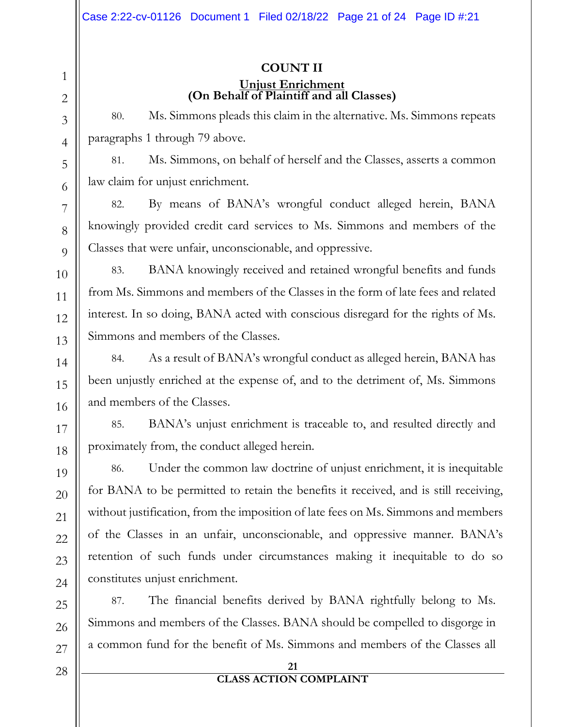**COUNT II**

**Unjust Enrichment**
**(On Behalf of Plaintiff and all Classes)**

80. Ms. Simmons pleads this claim in the alternative. Ms. Simmons repeats paragraphs 1 through 79 above.

81. Ms. Simmons, on behalf of herself and the Classes, asserts a common law claim for unjust enrichment.

82. By means of BANA's wrongful conduct alleged herein, BANA knowingly provided credit card services to Ms. Simmons and members of the Classes that were unfair, unconscionable, and oppressive.

83. BANA knowingly received and retained wrongful benefits and funds from Ms. Simmons and members of the Classes in the form of late fees and related interest. In so doing, BANA acted with conscious disregard for the rights of Ms. Simmons and members of the Classes.

84. As a result of BANA's wrongful conduct as alleged herein, BANA has been unjustly enriched at the expense of, and to the detriment of, Ms. Simmons and members of the Classes.

85. BANA's unjust enrichment is traceable to, and resulted directly and proximately from, the conduct alleged herein.

86. Under the common law doctrine of unjust enrichment, it is inequitable for BANA to be permitted to retain the benefits it received, and is still receiving, without justification, from the imposition of late fees on Ms. Simmons and members of the Classes in an unfair, unconscionable, and oppressive manner. BANA's retention of such funds under circumstances making it inequitable to do so constitutes unjust enrichment.

87. The financial benefits derived by BANA rightfully belong to Ms. Simmons and members of the Classes. BANA should be compelled to disgorge in a common fund for the benefit of Ms. Simmons and members of the Classes all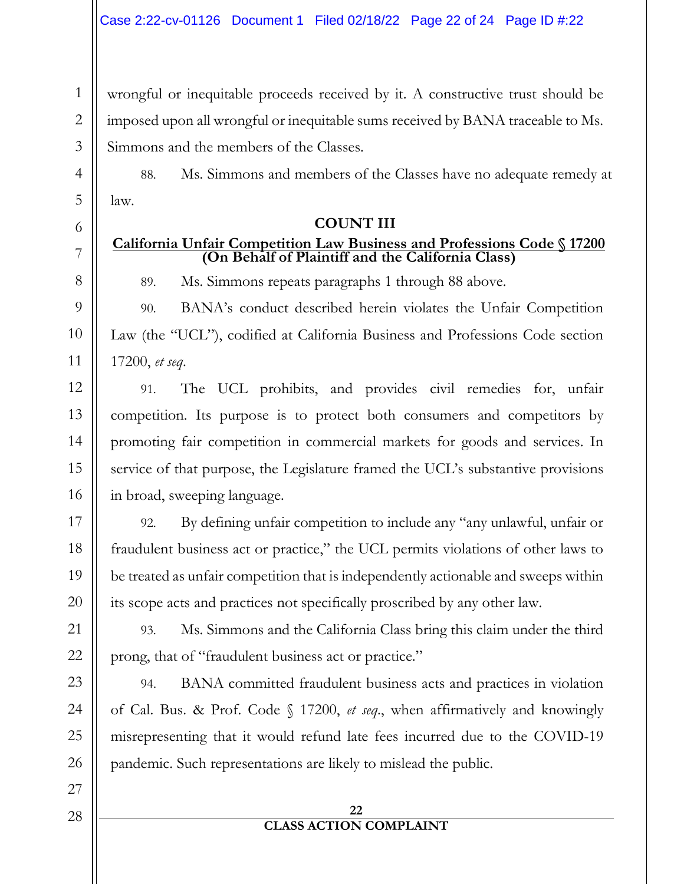wrongful or inequitable proceeds received by it. A constructive trust should be imposed upon all wrongful or inequitable sums received by BANA traceable to Ms. Simmons and the members of the Classes.

88. Ms. Simmons and members of the Classes have no adequate remedy at law.

**COUNT III**

**California Unfair Competition Law Business and Professions Code § 17200**
**(On Behalf of Plaintiff and the California Class)**

89. Ms. Simmons repeats paragraphs 1 through 88 above.

90. BANA's conduct described herein violates the Unfair Competition Law (the "UCL"), codified at California Business and Professions Code section 17200, *et seq*.

91. The UCL prohibits, and provides civil remedies for, unfair competition. Its purpose is to protect both consumers and competitors by promoting fair competition in commercial markets for goods and services. In service of that purpose, the Legislature framed the UCL's substantive provisions in broad, sweeping language.

92. By defining unfair competition to include any "any unlawful, unfair or fraudulent business act or practice," the UCL permits violations of other laws to be treated as unfair competition that is independently actionable and sweeps within its scope acts and practices not specifically proscribed by any other law.

93. Ms. Simmons and the California Class bring this claim under the third prong, that of "fraudulent business act or practice."

94. BANA committed fraudulent business acts and practices in violation of Cal. Bus. & Prof. Code § 17200, *et seq*., when affirmatively and knowingly misrepresenting that it would refund late fees incurred due to the COVID-19 pandemic. Such representations are likely to mislead the public.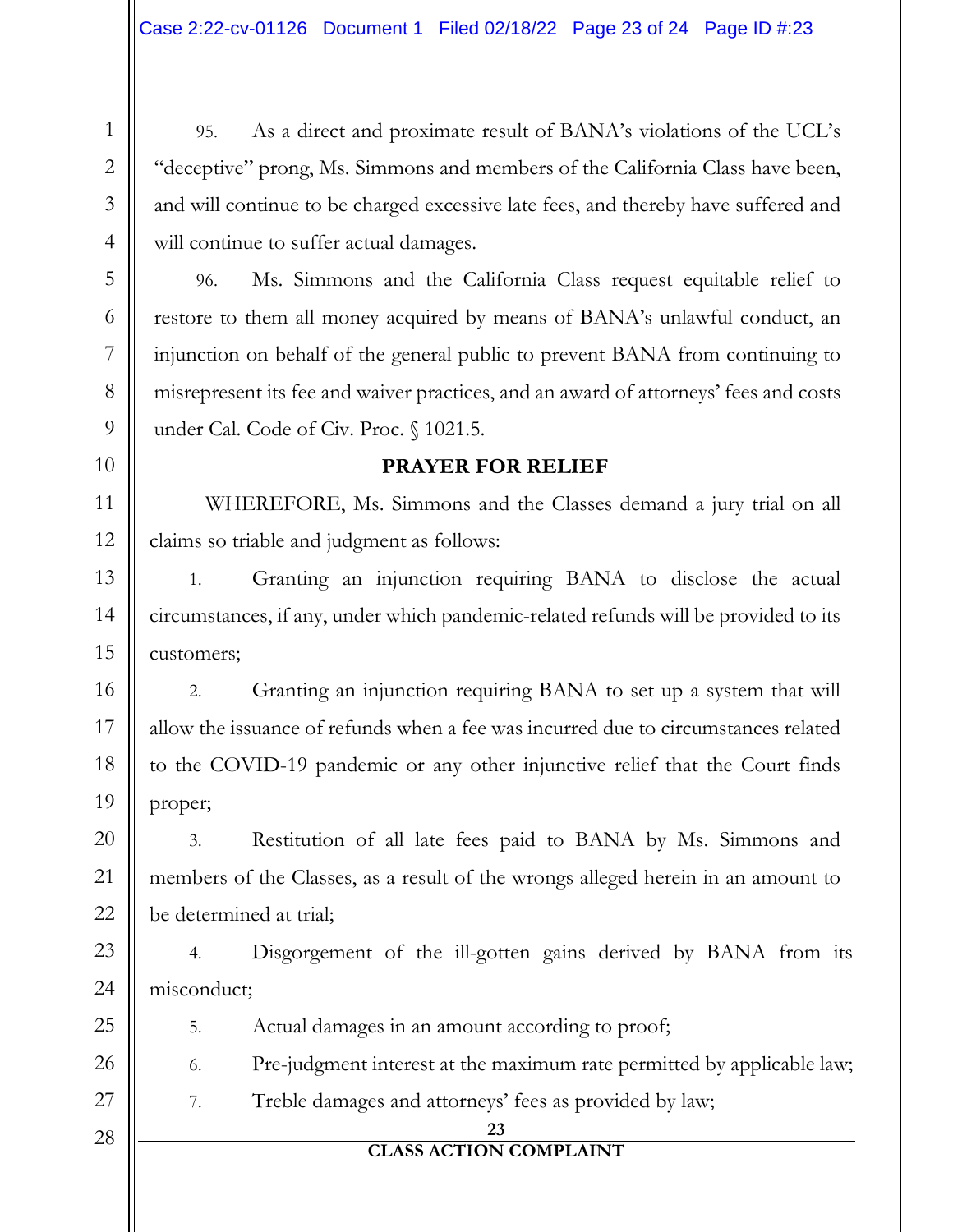95. As a direct and proximate result of BANA's violations of the UCL's "deceptive" prong, Ms. Simmons and members of the California Class have been, and will continue to be charged excessive late fees, and thereby have suffered and will continue to suffer actual damages.

96. Ms. Simmons and the California Class request equitable relief to restore to them all money acquired by means of BANA's unlawful conduct, an injunction on behalf of the general public to prevent BANA from continuing to misrepresent its fee and waiver practices, and an award of attorneys' fees and costs under Cal. Code of Civ. Proc. § 1021.5.

## PRAYER FOR RELIEF

WHEREFORE, Ms. Simmons and the Classes demand a jury trial on all claims so triable and judgment as follows:

1. Granting an injunction requiring BANA to disclose the actual circumstances, if any, under which pandemic-related refunds will be provided to its customers;

2. Granting an injunction requiring BANA to set up a system that will allow the issuance of refunds when a fee was incurred due to circumstances related to the COVID-19 pandemic or any other injunctive relief that the Court finds proper;

3. Restitution of all late fees paid to BANA by Ms. Simmons and members of the Classes, as a result of the wrongs alleged herein in an amount to be determined at trial;

4. Disgorgement of the ill-gotten gains derived by BANA from its misconduct;

5. Actual damages in an amount according to proof;

6. Pre-judgment interest at the maximum rate permitted by applicable law;

7. Treble damages and attorneys' fees as provided by law;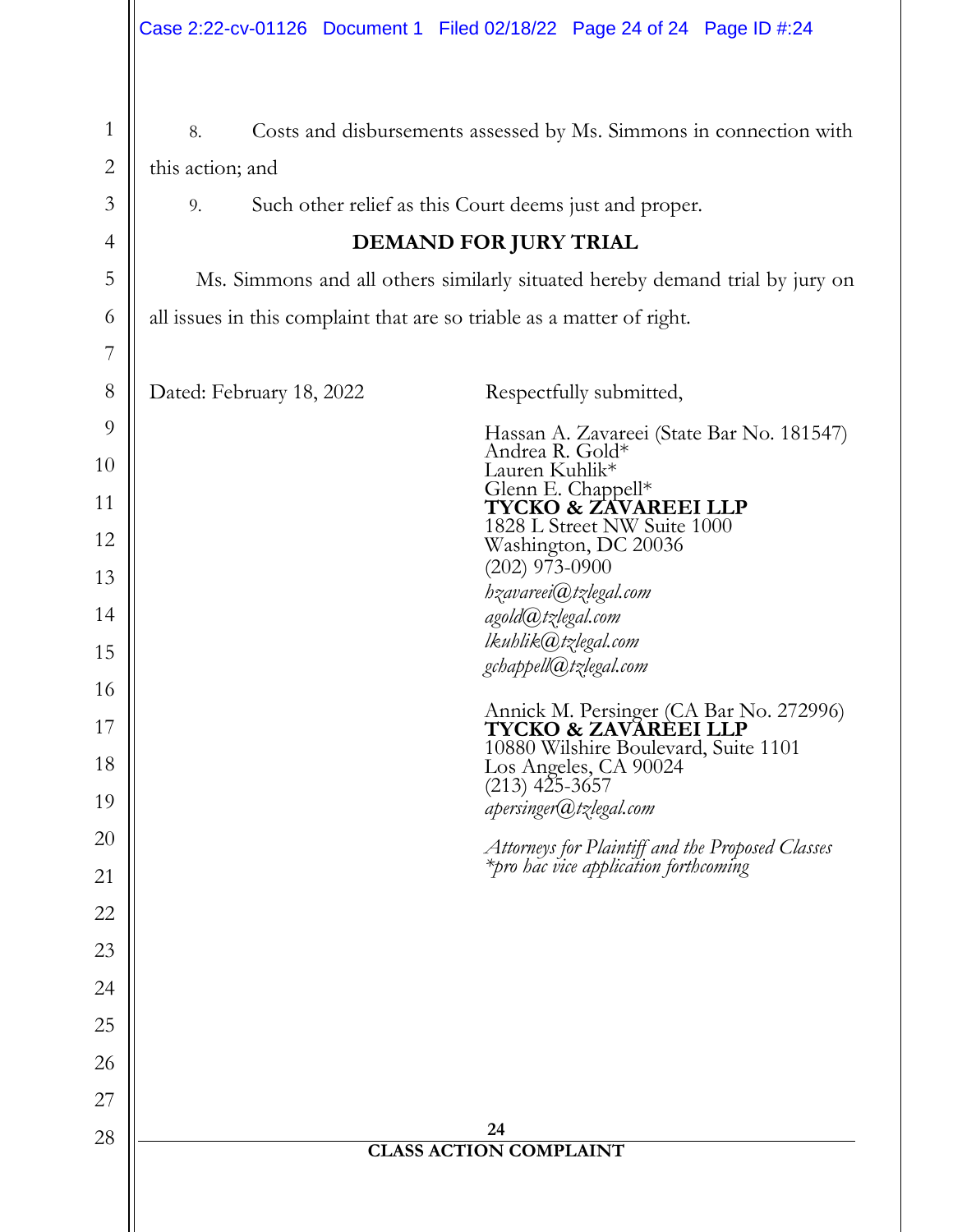8. Costs and disbursements assessed by Ms. Simmons in connection with this action; and

9. Such other relief as this Court deems just and proper.

**DEMAND FOR JURY TRIAL**

Ms. Simmons and all others similarly situated hereby demand trial by jury on all issues in this complaint that are so triable as a matter of right.

Dated: February 18, 2022

Respectfully submitted,

Hassan A. Zavareei (State Bar No. 181547)
Andrea R. Gold*
Lauren Kuhlik*
Glenn E. Chappell*
**TYCKO & ZAVAREEI LLP**
1828 L Street NW Suite 1000
Washington, DC 20036
(202) 973-0900
*hzavareei@tzlegal.com*
*agold@tzlegal.com*
*lkuhlik@tzlegal.com*
*gchappell@tzlegal.com*

Annick M. Persinger (CA Bar No. 272996)
**TYCKO & ZAVAREEI LLP**
10880 Wilshire Boulevard, Suite 1101
Los Angeles, CA 90024
(213) 425-3657
*apersinger@tzlegal.com*

*Attorneys for Plaintiff and the Proposed Classes*
*pro hac vice application forthcoming*

**CLASS ACTION COMPLAINT**